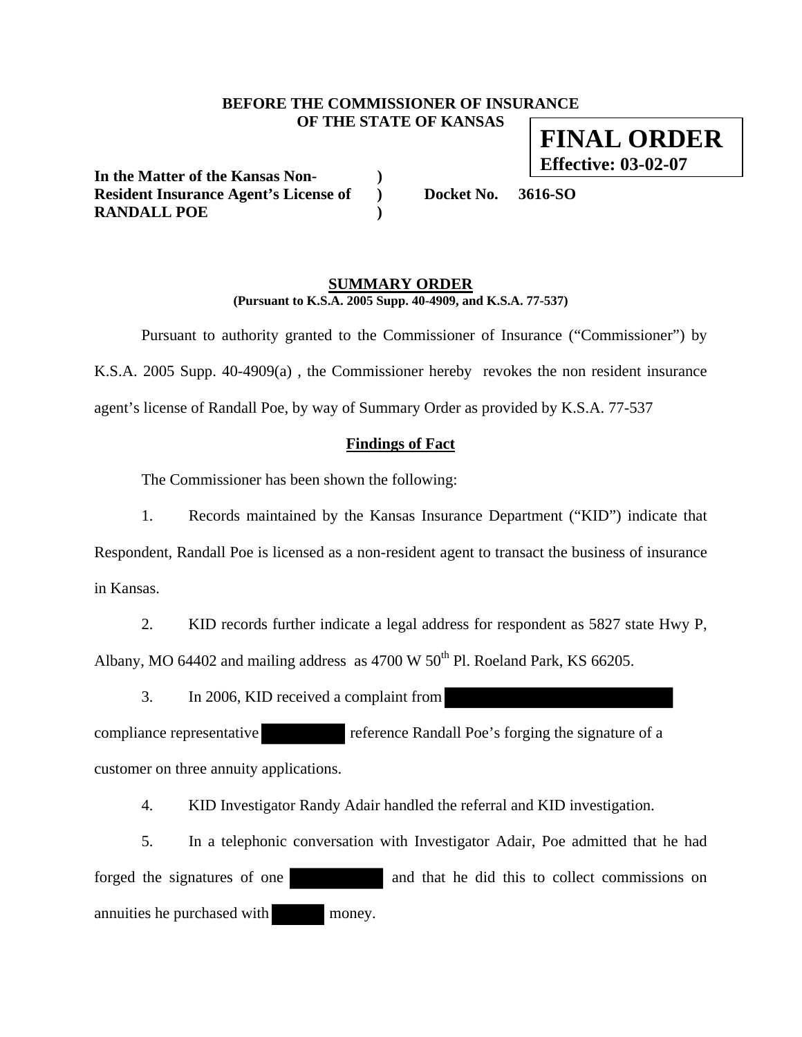**BEFORE THE COMMISSIONER OF INSURANCE**
**OF THE STATE OF KANSAS**

**FINAL ORDER**
**Effective: 03-02-07**

**In the Matter of the Kansas Non-Resident Insurance Agent's License of RANDALL POE** ) ) ) **Docket No. 3616-SO**

**SUMMARY ORDER**
**(Pursuant to K.S.A. 2005 Supp. 40-4909, and K.S.A. 77-537)**

Pursuant to authority granted to the Commissioner of Insurance ("Commissioner") by K.S.A. 2005 Supp. 40-4909(a) , the Commissioner hereby revokes the non resident insurance agent's license of Randall Poe, by way of Summary Order as provided by K.S.A. 77-537

**Findings of Fact**

The Commissioner has been shown the following:

1. Records maintained by the Kansas Insurance Department ("KID") indicate that Respondent, Randall Poe is licensed as a non-resident agent to transact the business of insurance in Kansas.

2. KID records further indicate a legal address for respondent as 5827 state Hwy P, Albany, MO 64402 and mailing address as 4700 W 50th Pl. Roeland Park, KS 66205.

3. In 2006, KID received a complaint from [REDACTED] compliance representative [REDACTED] reference Randall Poe's forging the signature of a customer on three annuity applications.

4. KID Investigator Randy Adair handled the referral and KID investigation.

5. In a telephonic conversation with Investigator Adair, Poe admitted that he had forged the signatures of one [REDACTED] and that he did this to collect commissions on annuities he purchased with [REDACTED] money.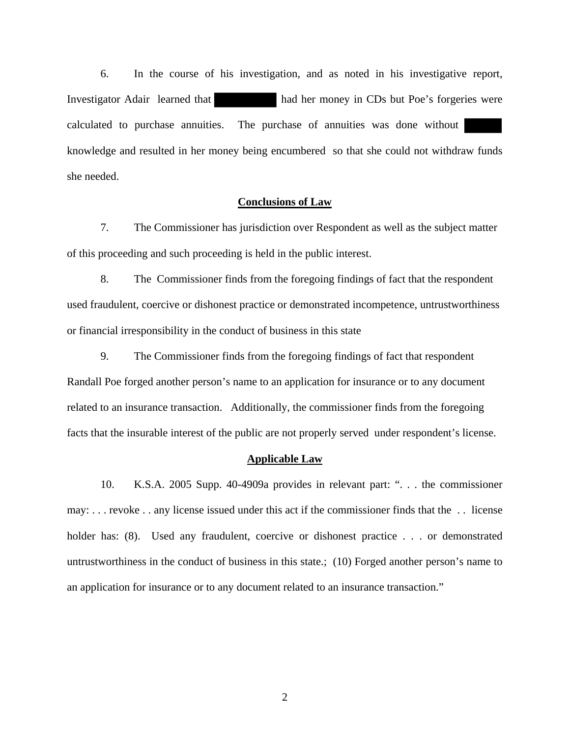6. In the course of his investigation, and as noted in his investigative report, Investigator Adair learned that [REDACTED] had her money in CDs but Poe's forgeries were calculated to purchase annuities. The purchase of annuities was done without [REDACTED] knowledge and resulted in her money being encumbered so that she could not withdraw funds she needed.

## Conclusions of Law

7. The Commissioner has jurisdiction over Respondent as well as the subject matter of this proceeding and such proceeding is held in the public interest.

8. The Commissioner finds from the foregoing findings of fact that the respondent used fraudulent, coercive or dishonest practice or demonstrated incompetence, untrustworthiness or financial irresponsibility in the conduct of business in this state

9. The Commissioner finds from the foregoing findings of fact that respondent Randall Poe forged another person's name to an application for insurance or to any document related to an insurance transaction. Additionally, the commissioner finds from the foregoing facts that the insurable interest of the public are not properly served under respondent's license.

## Applicable Law

10. K.S.A. 2005 Supp. 40-4909a provides in relevant part: ". . . the commissioner may: . . . revoke . . any license issued under this act if the commissioner finds that the . . license holder has: (8). Used any fraudulent, coercive or dishonest practice . . . or demonstrated untrustworthiness in the conduct of business in this state.; (10) Forged another person's name to an application for insurance or to any document related to an insurance transaction."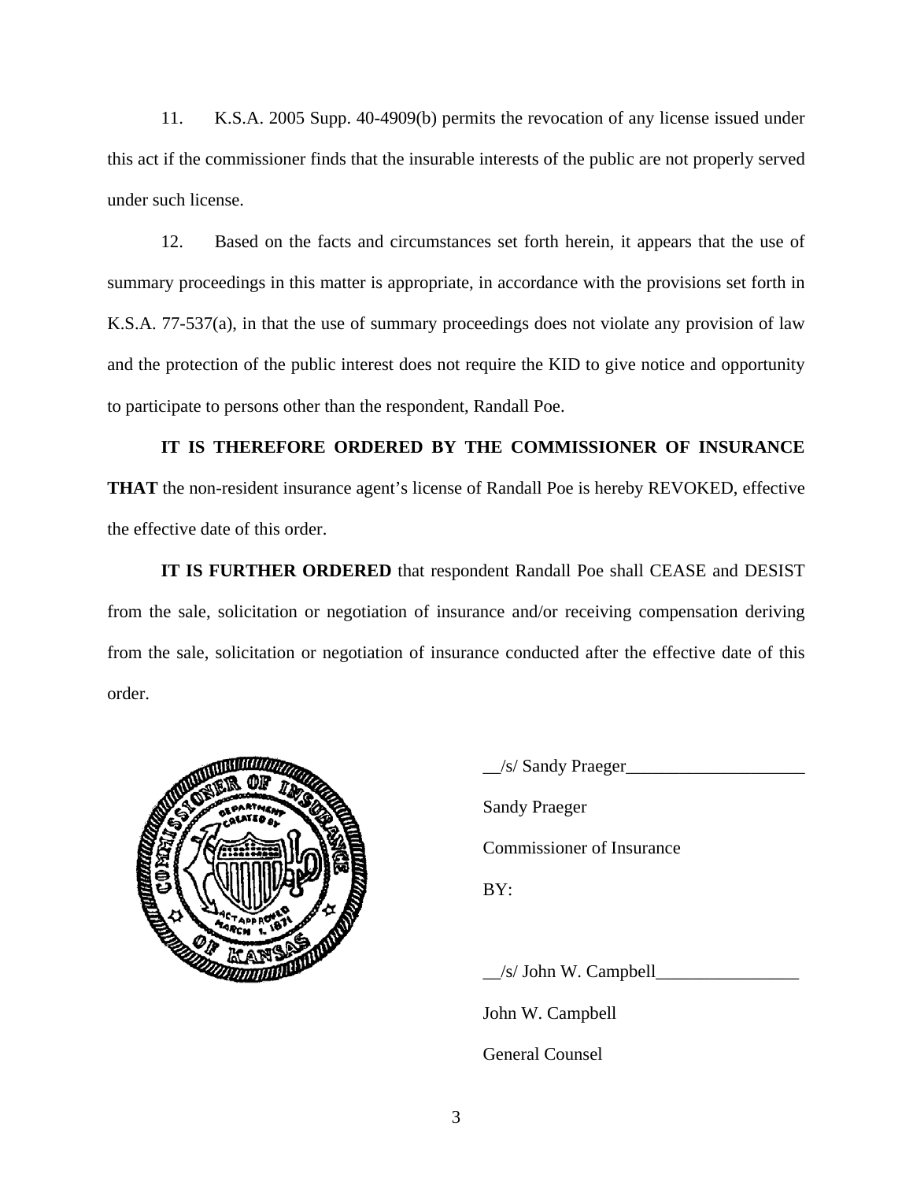11. K.S.A. 2005 Supp. 40-4909(b) permits the revocation of any license issued under this act if the commissioner finds that the insurable interests of the public are not properly served under such license.

12. Based on the facts and circumstances set forth herein, it appears that the use of summary proceedings in this matter is appropriate, in accordance with the provisions set forth in K.S.A. 77-537(a), in that the use of summary proceedings does not violate any provision of law and the protection of the public interest does not require the KID to give notice and opportunity to participate to persons other than the respondent, Randall Poe.

**IT IS THEREFORE ORDERED BY THE COMMISSIONER OF INSURANCE THAT** the non-resident insurance agent's license of Randall Poe is hereby REVOKED, effective the effective date of this order.

**IT IS FURTHER ORDERED** that respondent Randall Poe shall CEASE and DESIST from the sale, solicitation or negotiation of insurance and/or receiving compensation deriving from the sale, solicitation or negotiation of insurance conducted after the effective date of this order.

__/s/ Sandy Praeger____________________

Sandy Praeger

Commissioner of Insurance

BY:

__/s/ John W. Campbell________________

John W. Campbell

General Counsel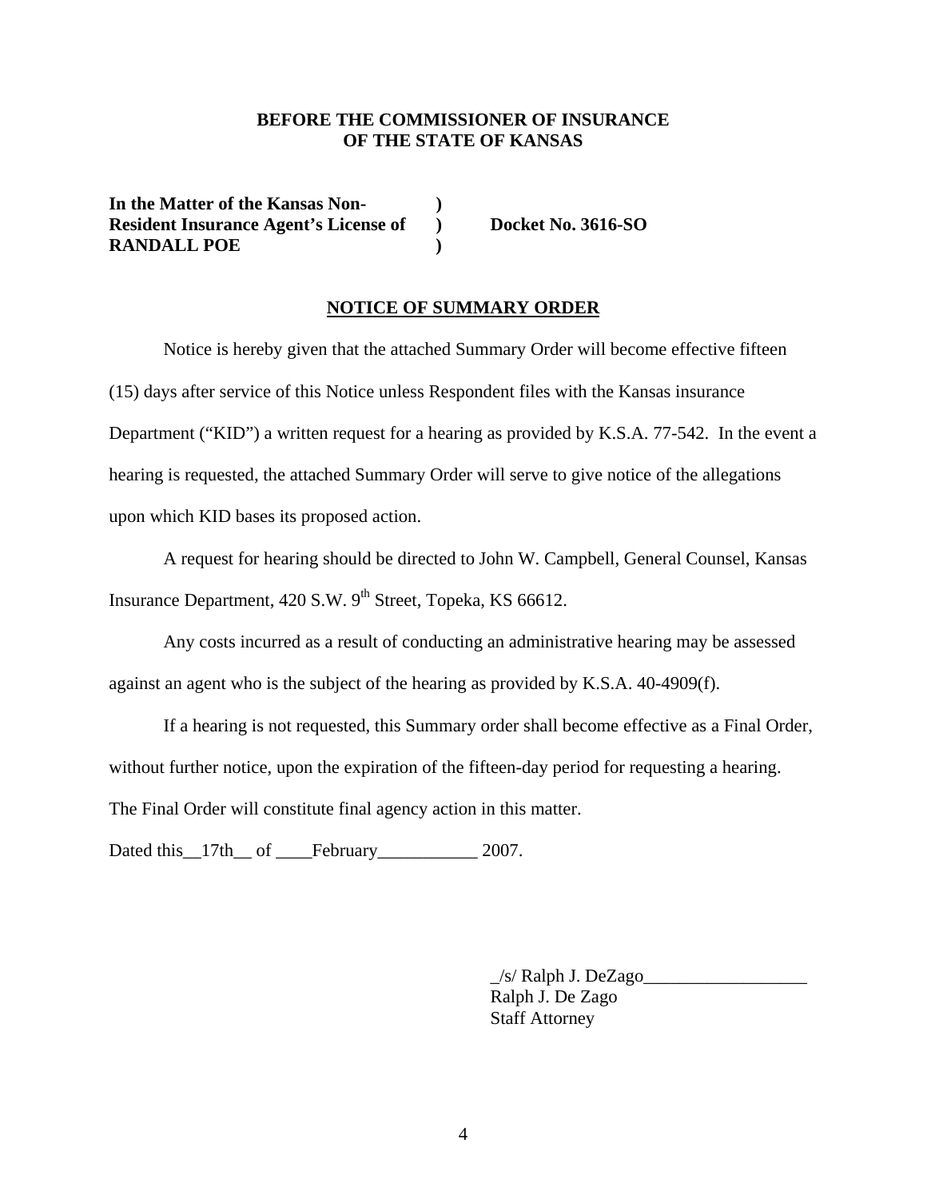**BEFORE THE COMMISSIONER OF INSURANCE**
**OF THE STATE OF KANSAS**

**In the Matter of the Kansas Non- )**
**Resident Insurance Agent's License of ) Docket No. 3616-SO**
**RANDALL POE )**

**NOTICE OF SUMMARY ORDER**

Notice is hereby given that the attached Summary Order will become effective fifteen (15) days after service of this Notice unless Respondent files with the Kansas insurance Department ("KID") a written request for a hearing as provided by K.S.A. 77-542. In the event a hearing is requested, the attached Summary Order will serve to give notice of the allegations upon which KID bases its proposed action.

A request for hearing should be directed to John W. Campbell, General Counsel, Kansas Insurance Department, 420 S.W. 9th Street, Topeka, KS 66612.

Any costs incurred as a result of conducting an administrative hearing may be assessed against an agent who is the subject of the hearing as provided by K.S.A. 40-4909(f).

If a hearing is not requested, this Summary order shall become effective as a Final Order, without further notice, upon the expiration of the fifteen-day period for requesting a hearing. The Final Order will constitute final agency action in this matter.

Dated this__17th__ of ____February___________ 2007.

_/s/ Ralph J. DeZago__________________
Ralph J. De Zago
Staff Attorney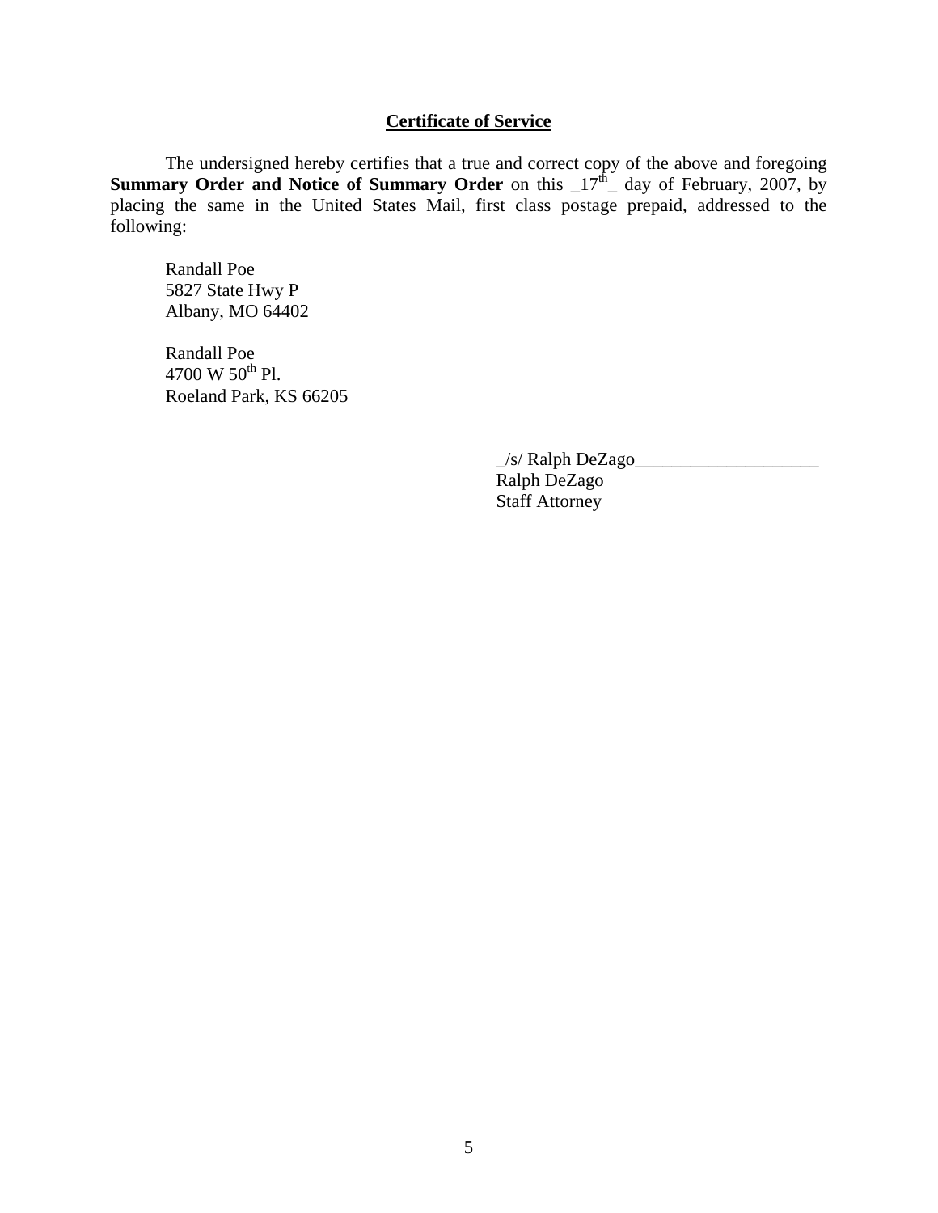## **Certificate of Service**

The undersigned hereby certifies that a true and correct copy of the above and foregoing **Summary Order and Notice of Summary Order** on this _17th_ day of February, 2007, by placing the same in the United States Mail, first class postage prepaid, addressed to the following:

Randall Poe
5827 State Hwy P
Albany, MO 64402

Randall Poe
4700 W 50th Pl.
Roeland Park, KS 66205

_/s/ Ralph DeZago____________________
Ralph DeZago
Staff Attorney